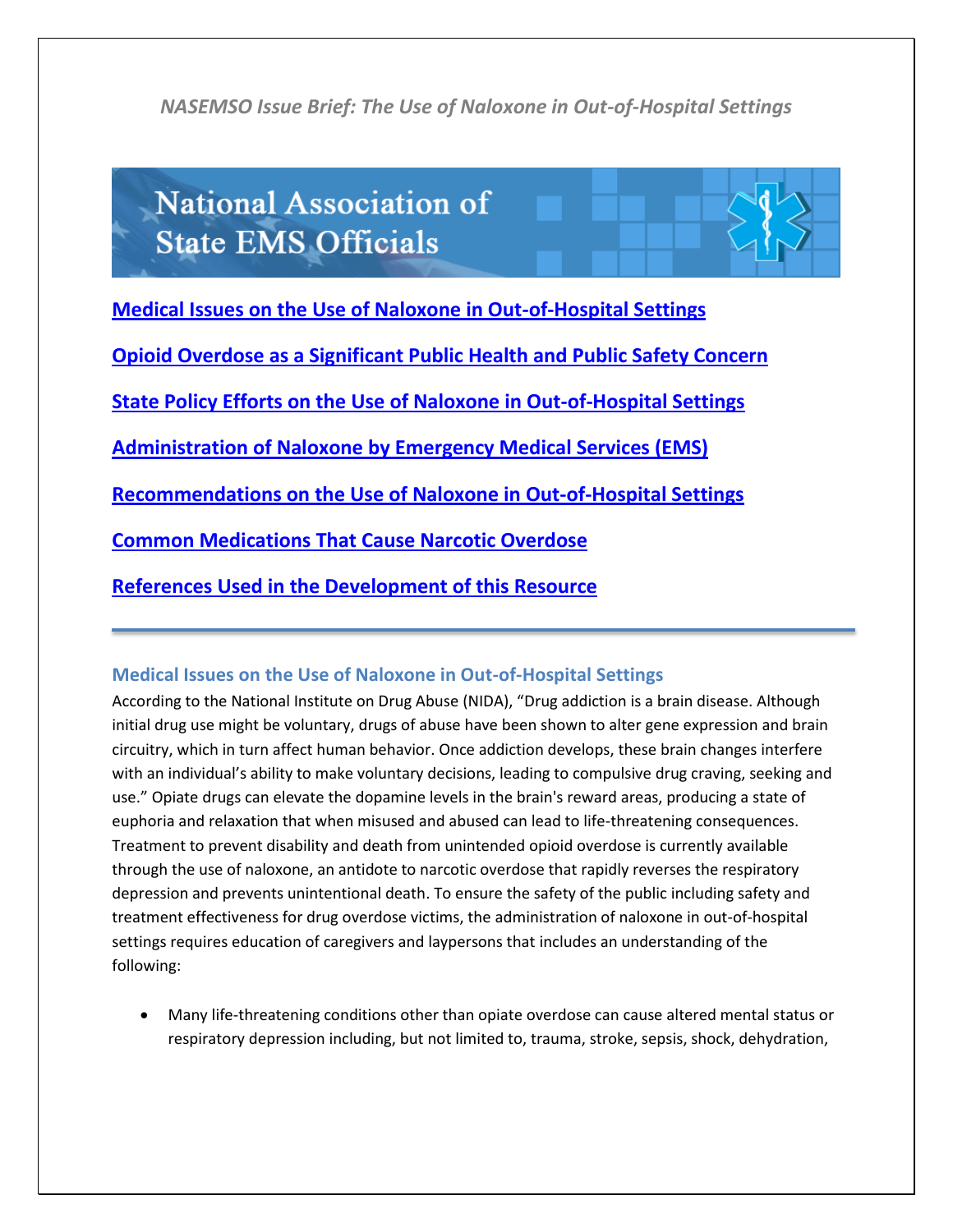*NASEMSO Issue Brief: The Use of Naloxone in Out-of-Hospital Settings*

National Association of State EMS Officials

**Medical Issues on the Use of Naloxone in Out-of-Hospital Settings**

**Opioid Overdose as a Significant Public Health and Public Safety Concern**

**State Policy Efforts on the Use of Naloxone in Out-of-Hospital Settings**

**Administration of Naloxone by Emergency Medical Services (EMS)**

**Recommendations on the Use of Naloxone in Out-of-Hospital Settings**

**Common Medications That Cause Narcotic Overdose**

**References Used in the Development of this Resource**

---

## Medical Issues on the Use of Naloxone in Out-of-Hospital Settings

According to the National Institute on Drug Abuse (NIDA), "Drug addiction is a brain disease. Although initial drug use might be voluntary, drugs of abuse have been shown to alter gene expression and brain circuitry, which in turn affect human behavior. Once addiction develops, these brain changes interfere with an individual's ability to make voluntary decisions, leading to compulsive drug craving, seeking and use." Opiate drugs can elevate the dopamine levels in the brain's reward areas, producing a state of euphoria and relaxation that when misused and abused can lead to life-threatening consequences. Treatment to prevent disability and death from unintended opioid overdose is currently available through the use of naloxone, an antidote to narcotic overdose that rapidly reverses the respiratory depression and prevents unintentional death. To ensure the safety of the public including safety and treatment effectiveness for drug overdose victims, the administration of naloxone in out-of-hospital settings requires education of caregivers and laypersons that includes an understanding of the following:

- Many life-threatening conditions other than opiate overdose can cause altered mental status or respiratory depression including, but not limited to, trauma, stroke, sepsis, shock, dehydration,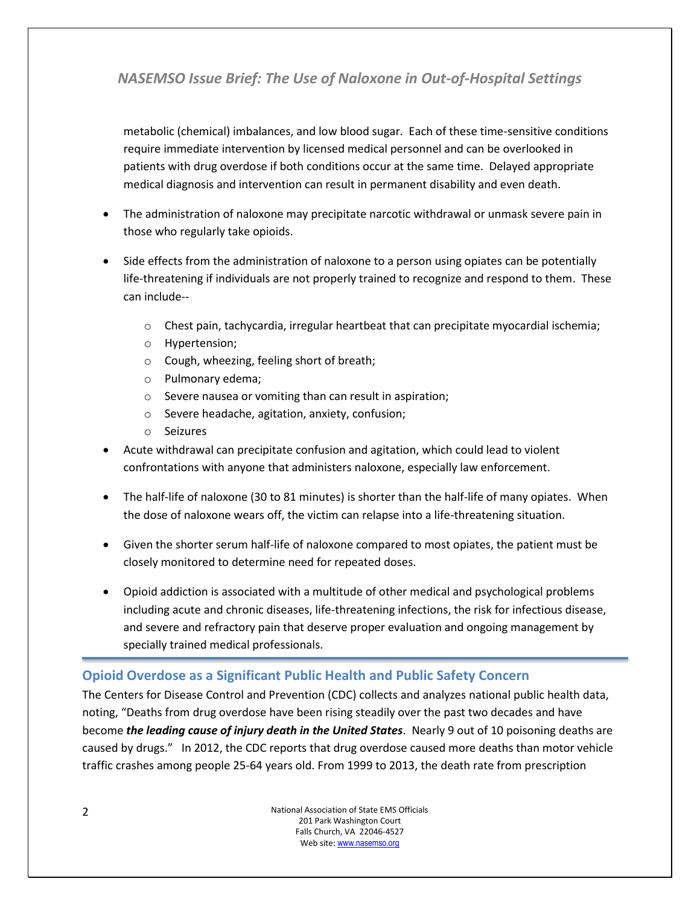metabolic (chemical) imbalances, and low blood sugar. Each of these time-sensitive conditions require immediate intervention by licensed medical personnel and can be overlooked in patients with drug overdose if both conditions occur at the same time. Delayed appropriate medical diagnosis and intervention can result in permanent disability and even death.

- The administration of naloxone may precipitate narcotic withdrawal or unmask severe pain in those who regularly take opioids.

- Side effects from the administration of naloxone to a person using opiates can be potentially life-threatening if individuals are not properly trained to recognize and respond to them. These can include--
  - Chest pain, tachycardia, irregular heartbeat that can precipitate myocardial ischemia;
  - Hypertension;
  - Cough, wheezing, feeling short of breath;
  - Pulmonary edema;
  - Severe nausea or vomiting than can result in aspiration;
  - Severe headache, agitation, anxiety, confusion;
  - Seizures

- Acute withdrawal can precipitate confusion and agitation, which could lead to violent confrontations with anyone that administers naloxone, especially law enforcement.

- The half-life of naloxone (30 to 81 minutes) is shorter than the half-life of many opiates. When the dose of naloxone wears off, the victim can relapse into a life-threatening situation.

- Given the shorter serum half-life of naloxone compared to most opiates, the patient must be closely monitored to determine need for repeated doses.

- Opioid addiction is associated with a multitude of other medical and psychological problems including acute and chronic diseases, life-threatening infections, the risk for infectious disease, and severe and refractory pain that deserve proper evaluation and ongoing management by specially trained medical professionals.

## Opioid Overdose as a Significant Public Health and Public Safety Concern

The Centers for Disease Control and Prevention (CDC) collects and analyzes national public health data, noting, "Deaths from drug overdose have been rising steadily over the past two decades and have become ***the leading cause of injury death in the United States***. Nearly 9 out of 10 poisoning deaths are caused by drugs." In 2012, the CDC reports that drug overdose caused more deaths than motor vehicle traffic crashes among people 25-64 years old. From 1999 to 2013, the death rate from prescription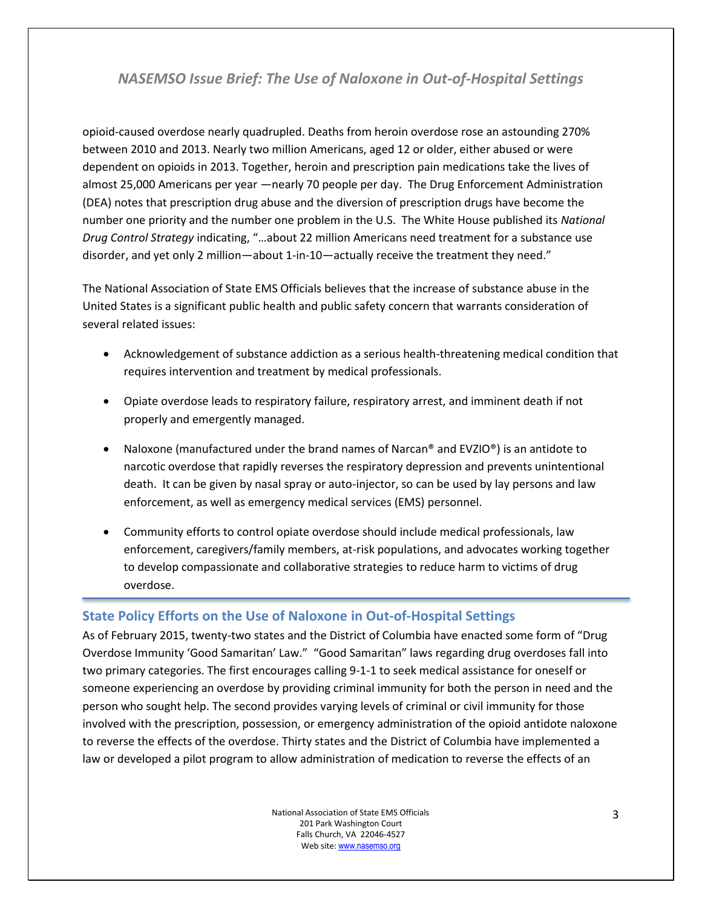opioid-caused overdose nearly quadrupled. Deaths from heroin overdose rose an astounding 270% between 2010 and 2013. Nearly two million Americans, aged 12 or older, either abused or were dependent on opioids in 2013. Together, heroin and prescription pain medications take the lives of almost 25,000 Americans per year —nearly 70 people per day. The Drug Enforcement Administration (DEA) notes that prescription drug abuse and the diversion of prescription drugs have become the number one priority and the number one problem in the U.S. The White House published its *National Drug Control Strategy* indicating, "…about 22 million Americans need treatment for a substance use disorder, and yet only 2 million—about 1-in-10—actually receive the treatment they need."

The National Association of State EMS Officials believes that the increase of substance abuse in the United States is a significant public health and public safety concern that warrants consideration of several related issues:

- Acknowledgement of substance addiction as a serious health-threatening medical condition that requires intervention and treatment by medical professionals.
- Opiate overdose leads to respiratory failure, respiratory arrest, and imminent death if not properly and emergently managed.
- Naloxone (manufactured under the brand names of Narcan® and EVZIO®) is an antidote to narcotic overdose that rapidly reverses the respiratory depression and prevents unintentional death. It can be given by nasal spray or auto-injector, so can be used by lay persons and law enforcement, as well as emergency medical services (EMS) personnel.
- Community efforts to control opiate overdose should include medical professionals, law enforcement, caregivers/family members, at-risk populations, and advocates working together to develop compassionate and collaborative strategies to reduce harm to victims of drug overdose.

## State Policy Efforts on the Use of Naloxone in Out-of-Hospital Settings

As of February 2015, twenty-two states and the District of Columbia have enacted some form of "Drug Overdose Immunity 'Good Samaritan' Law." "Good Samaritan" laws regarding drug overdoses fall into two primary categories. The first encourages calling 9-1-1 to seek medical assistance for oneself or someone experiencing an overdose by providing criminal immunity for both the person in need and the person who sought help. The second provides varying levels of criminal or civil immunity for those involved with the prescription, possession, or emergency administration of the opioid antidote naloxone to reverse the effects of the overdose. Thirty states and the District of Columbia have implemented a law or developed a pilot program to allow administration of medication to reverse the effects of an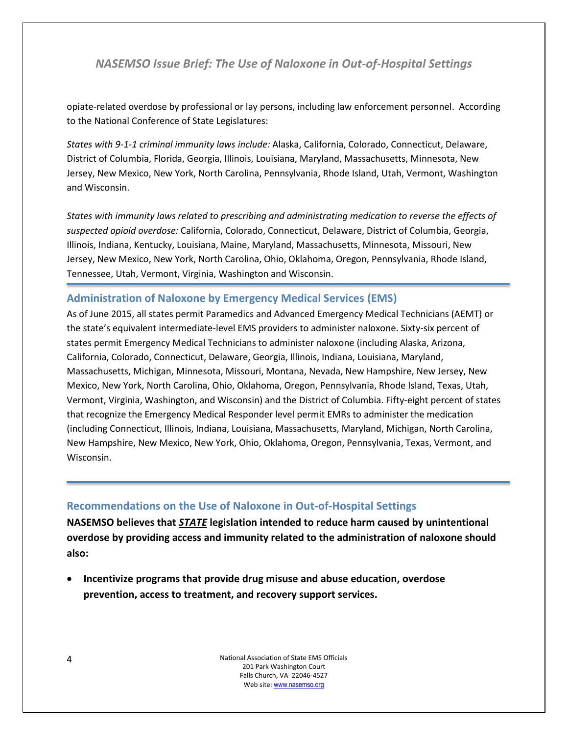opiate-related overdose by professional or lay persons, including law enforcement personnel. According to the National Conference of State Legislatures:

*States with 9-1-1 criminal immunity laws include:* Alaska, California, Colorado, Connecticut, Delaware, District of Columbia, Florida, Georgia, Illinois, Louisiana, Maryland, Massachusetts, Minnesota, New Jersey, New Mexico, New York, North Carolina, Pennsylvania, Rhode Island, Utah, Vermont, Washington and Wisconsin.

*States with immunity laws related to prescribing and administrating medication to reverse the effects of suspected opioid overdose:* California, Colorado, Connecticut, Delaware, District of Columbia, Georgia, Illinois, Indiana, Kentucky, Louisiana, Maine, Maryland, Massachusetts, Minnesota, Missouri, New Jersey, New Mexico, New York, North Carolina, Ohio, Oklahoma, Oregon, Pennsylvania, Rhode Island, Tennessee, Utah, Vermont, Virginia, Washington and Wisconsin.

## Administration of Naloxone by Emergency Medical Services (EMS)

As of June 2015, all states permit Paramedics and Advanced Emergency Medical Technicians (AEMT) or the state's equivalent intermediate-level EMS providers to administer naloxone. Sixty-six percent of states permit Emergency Medical Technicians to administer naloxone (including Alaska, Arizona, California, Colorado, Connecticut, Delaware, Georgia, Illinois, Indiana, Louisiana, Maryland, Massachusetts, Michigan, Minnesota, Missouri, Montana, Nevada, New Hampshire, New Jersey, New Mexico, New York, North Carolina, Ohio, Oklahoma, Oregon, Pennsylvania, Rhode Island, Texas, Utah, Vermont, Virginia, Washington, and Wisconsin) and the District of Columbia. Fifty-eight percent of states that recognize the Emergency Medical Responder level permit EMRs to administer the medication (including Connecticut, Illinois, Indiana, Louisiana, Massachusetts, Maryland, Michigan, North Carolina, New Hampshire, New Mexico, New York, Ohio, Oklahoma, Oregon, Pennsylvania, Texas, Vermont, and Wisconsin.

## Recommendations on the Use of Naloxone in Out-of-Hospital Settings

**NASEMSO believes that *STATE* legislation intended to reduce harm caused by unintentional overdose by providing access and immunity related to the administration of naloxone should also:**

- **Incentivize programs that provide drug misuse and abuse education, overdose prevention, access to treatment, and recovery support services.**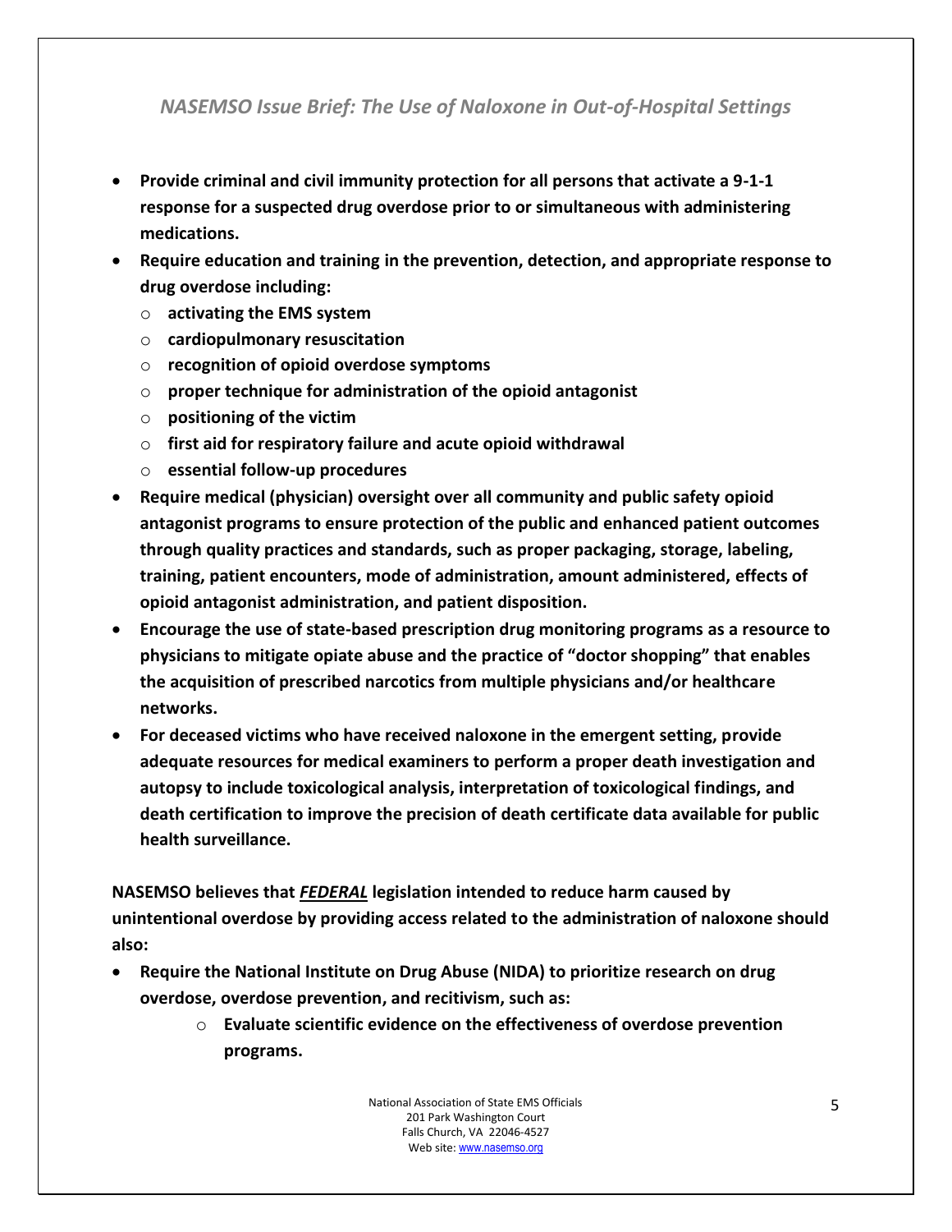- **Provide criminal and civil immunity protection for all persons that activate a 9-1-1 response for a suspected drug overdose prior to or simultaneous with administering medications.**
- **Require education and training in the prevention, detection, and appropriate response to drug overdose including:**
    - **activating the EMS system**
    - **cardiopulmonary resuscitation**
    - **recognition of opioid overdose symptoms**
    - **proper technique for administration of the opioid antagonist**
    - **positioning of the victim**
    - **first aid for respiratory failure and acute opioid withdrawal**
    - **essential follow-up procedures**
- **Require medical (physician) oversight over all community and public safety opioid antagonist programs to ensure protection of the public and enhanced patient outcomes through quality practices and standards, such as proper packaging, storage, labeling, training, patient encounters, mode of administration, amount administered, effects of opioid antagonist administration, and patient disposition.**
- **Encourage the use of state-based prescription drug monitoring programs as a resource to physicians to mitigate opiate abuse and the practice of "doctor shopping" that enables the acquisition of prescribed narcotics from multiple physicians and/or healthcare networks.**
- **For deceased victims who have received naloxone in the emergent setting, provide adequate resources for medical examiners to perform a proper death investigation and autopsy to include toxicological analysis, interpretation of toxicological findings, and death certification to improve the precision of death certificate data available for public health surveillance.**

**NASEMSO believes that _FEDERAL_ legislation intended to reduce harm caused by unintentional overdose by providing access related to the administration of naloxone should also:**

- **Require the National Institute on Drug Abuse (NIDA) to prioritize research on drug overdose, overdose prevention, and recitivism, such as:**
    - **Evaluate scientific evidence on the effectiveness of overdose prevention programs.**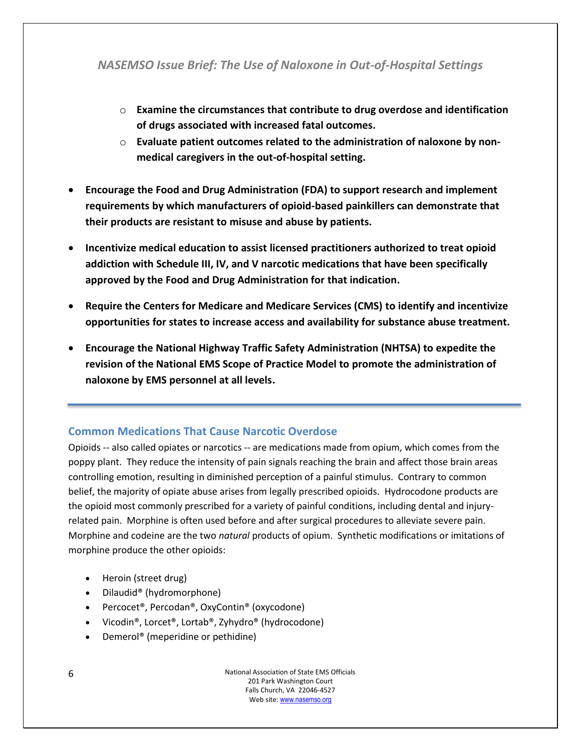- **Examine the circumstances that contribute to drug overdose and identification of drugs associated with increased fatal outcomes.**
- **Evaluate patient outcomes related to the administration of naloxone by non-medical caregivers in the out-of-hospital setting.**

- **Encourage the Food and Drug Administration (FDA) to support research and implement requirements by which manufacturers of opioid-based painkillers can demonstrate that their products are resistant to misuse and abuse by patients.**

- **Incentivize medical education to assist licensed practitioners authorized to treat opioid addiction with Schedule III, IV, and V narcotic medications that have been specifically approved by the Food and Drug Administration for that indication.**

- **Require the Centers for Medicare and Medicare Services (CMS) to identify and incentivize opportunities for states to increase access and availability for substance abuse treatment.**

- **Encourage the National Highway Traffic Safety Administration (NHTSA) to expedite the revision of the National EMS Scope of Practice Model to promote the administration of naloxone by EMS personnel at all levels.**

---

## Common Medications That Cause Narcotic Overdose

Opioids -- also called opiates or narcotics -- are medications made from opium, which comes from the poppy plant. They reduce the intensity of pain signals reaching the brain and affect those brain areas controlling emotion, resulting in diminished perception of a painful stimulus. Contrary to common belief, the majority of opiate abuse arises from legally prescribed opioids. Hydrocodone products are the opioid most commonly prescribed for a variety of painful conditions, including dental and injury-related pain. Morphine is often used before and after surgical procedures to alleviate severe pain. Morphine and codeine are the two *natural* products of opium. Synthetic modifications or imitations of morphine produce the other opioids:

- Heroin (street drug)
- Dilaudid® (hydromorphone)
- Percocet®, Percodan®, OxyContin® (oxycodone)
- Vicodin®, Lorcet®, Lortab®, Zyhydro® (hydrocodone)
- Demerol® (meperidine or pethidine)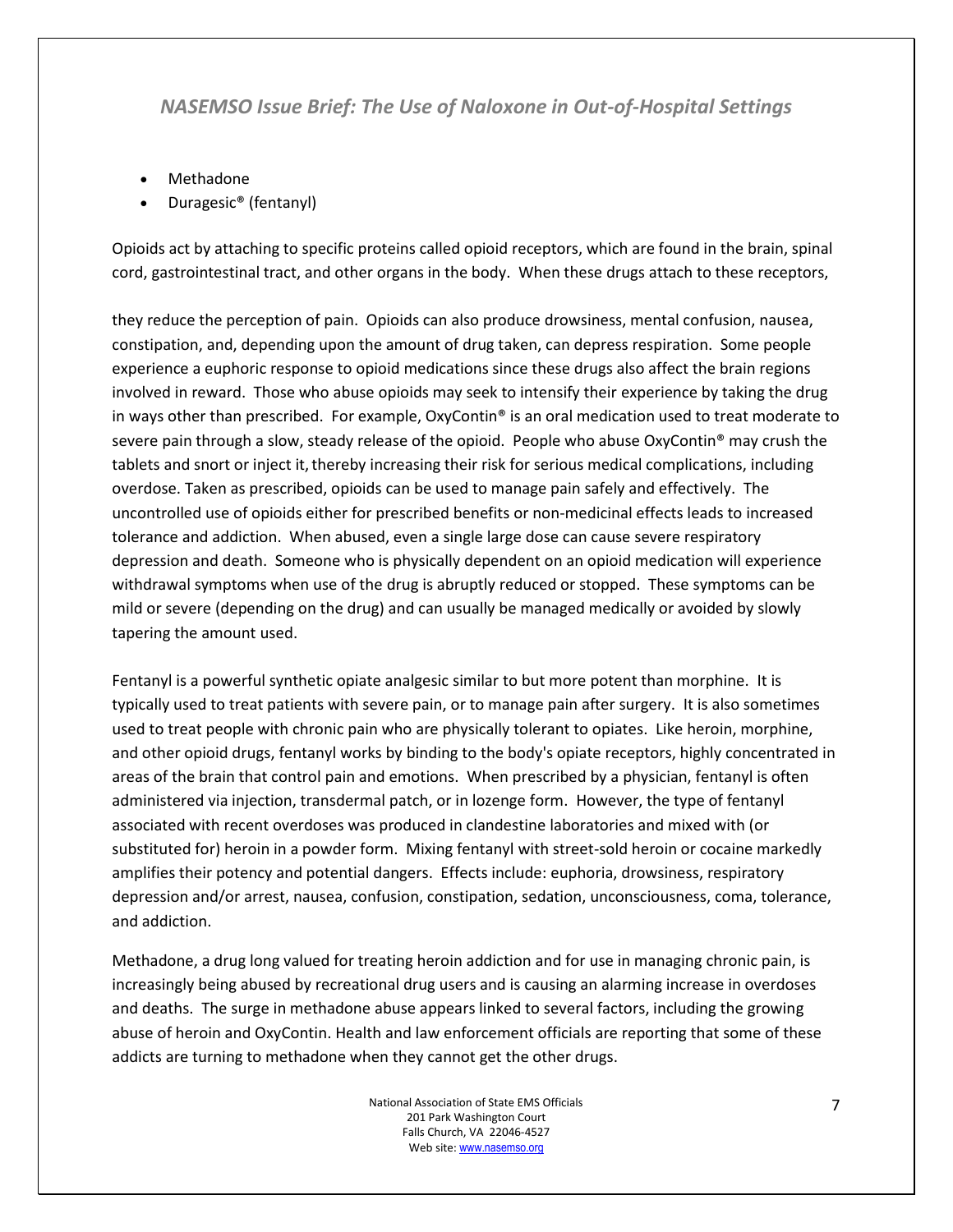- Methadone
- Duragesic® (fentanyl)

Opioids act by attaching to specific proteins called opioid receptors, which are found in the brain, spinal cord, gastrointestinal tract, and other organs in the body. When these drugs attach to these receptors,

they reduce the perception of pain. Opioids can also produce drowsiness, mental confusion, nausea, constipation, and, depending upon the amount of drug taken, can depress respiration. Some people experience a euphoric response to opioid medications since these drugs also affect the brain regions involved in reward. Those who abuse opioids may seek to intensify their experience by taking the drug in ways other than prescribed. For example, OxyContin® is an oral medication used to treat moderate to severe pain through a slow, steady release of the opioid. People who abuse OxyContin® may crush the tablets and snort or inject it, thereby increasing their risk for serious medical complications, including overdose. Taken as prescribed, opioids can be used to manage pain safely and effectively. The uncontrolled use of opioids either for prescribed benefits or non-medicinal effects leads to increased tolerance and addiction. When abused, even a single large dose can cause severe respiratory depression and death. Someone who is physically dependent on an opioid medication will experience withdrawal symptoms when use of the drug is abruptly reduced or stopped. These symptoms can be mild or severe (depending on the drug) and can usually be managed medically or avoided by slowly tapering the amount used.

Fentanyl is a powerful synthetic opiate analgesic similar to but more potent than morphine. It is typically used to treat patients with severe pain, or to manage pain after surgery. It is also sometimes used to treat people with chronic pain who are physically tolerant to opiates. Like heroin, morphine, and other opioid drugs, fentanyl works by binding to the body's opiate receptors, highly concentrated in areas of the brain that control pain and emotions. When prescribed by a physician, fentanyl is often administered via injection, transdermal patch, or in lozenge form. However, the type of fentanyl associated with recent overdoses was produced in clandestine laboratories and mixed with (or substituted for) heroin in a powder form. Mixing fentanyl with street-sold heroin or cocaine markedly amplifies their potency and potential dangers. Effects include: euphoria, drowsiness, respiratory depression and/or arrest, nausea, confusion, constipation, sedation, unconsciousness, coma, tolerance, and addiction.

Methadone, a drug long valued for treating heroin addiction and for use in managing chronic pain, is increasingly being abused by recreational drug users and is causing an alarming increase in overdoses and deaths. The surge in methadone abuse appears linked to several factors, including the growing abuse of heroin and OxyContin. Health and law enforcement officials are reporting that some of these addicts are turning to methadone when they cannot get the other drugs.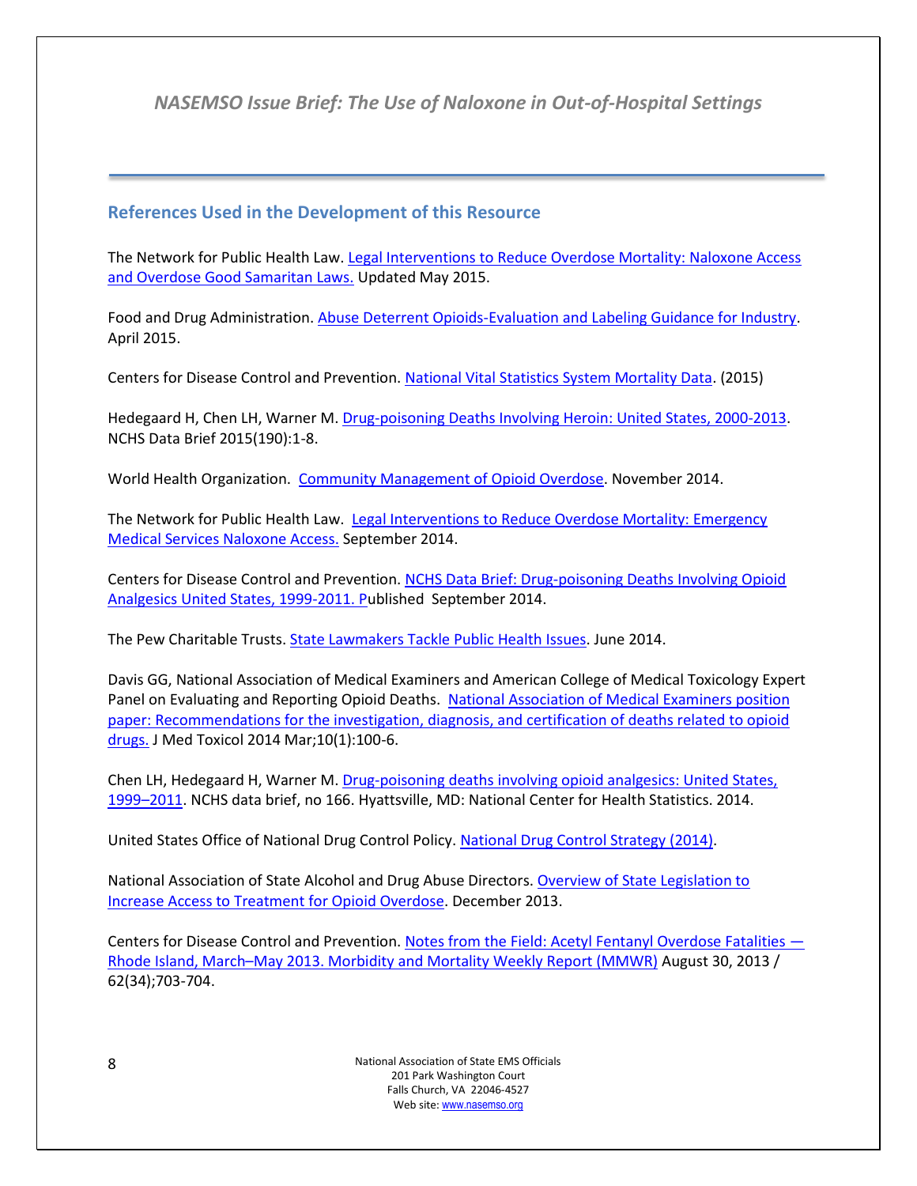## References Used in the Development of this Resource

The Network for Public Health Law. Legal Interventions to Reduce Overdose Mortality: Naloxone Access and Overdose Good Samaritan Laws. Updated May 2015.

Food and Drug Administration. Abuse Deterrent Opioids-Evaluation and Labeling Guidance for Industry. April 2015.

Centers for Disease Control and Prevention. National Vital Statistics System Mortality Data. (2015)

Hedegaard H, Chen LH, Warner M. Drug-poisoning Deaths Involving Heroin: United States, 2000-2013. NCHS Data Brief 2015(190):1-8.

World Health Organization. Community Management of Opioid Overdose. November 2014.

The Network for Public Health Law. Legal Interventions to Reduce Overdose Mortality: Emergency Medical Services Naloxone Access. September 2014.

Centers for Disease Control and Prevention. NCHS Data Brief: Drug-poisoning Deaths Involving Opioid Analgesics United States, 1999-2011. Published September 2014.

The Pew Charitable Trusts. State Lawmakers Tackle Public Health Issues. June 2014.

Davis GG, National Association of Medical Examiners and American College of Medical Toxicology Expert Panel on Evaluating and Reporting Opioid Deaths. National Association of Medical Examiners position paper: Recommendations for the investigation, diagnosis, and certification of deaths related to opioid drugs. J Med Toxicol 2014 Mar;10(1):100-6.

Chen LH, Hedegaard H, Warner M. Drug-poisoning deaths involving opioid analgesics: United States, 1999–2011. NCHS data brief, no 166. Hyattsville, MD: National Center for Health Statistics. 2014.

United States Office of National Drug Control Policy. National Drug Control Strategy (2014).

National Association of State Alcohol and Drug Abuse Directors. Overview of State Legislation to Increase Access to Treatment for Opioid Overdose. December 2013.

Centers for Disease Control and Prevention. Notes from the Field: Acetyl Fentanyl Overdose Fatalities — Rhode Island, March–May 2013. Morbidity and Mortality Weekly Report (MMWR) August 30, 2013 / 62(34);703-704.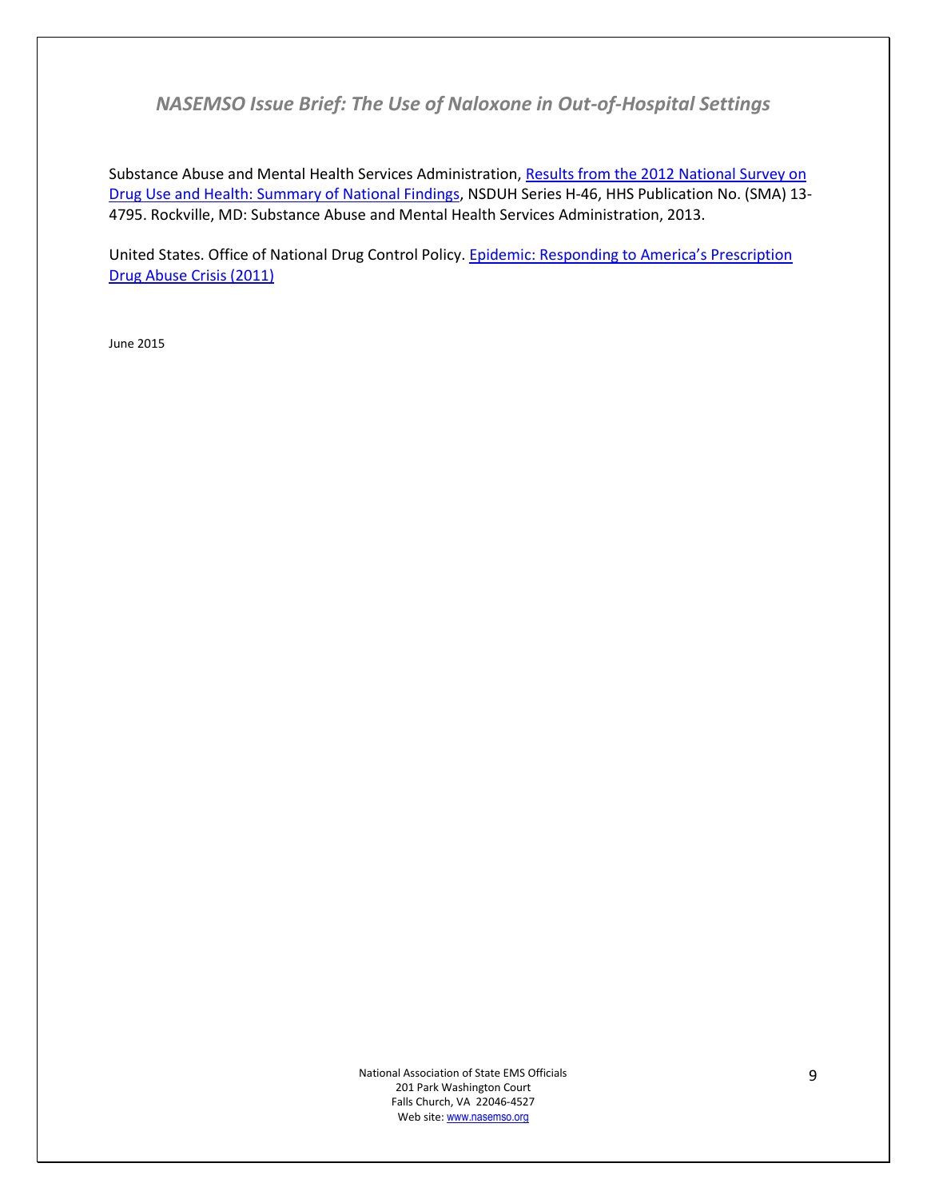Substance Abuse and Mental Health Services Administration, Results from the 2012 National Survey on Drug Use and Health: Summary of National Findings, NSDUH Series H-46, HHS Publication No. (SMA) 13-4795. Rockville, MD: Substance Abuse and Mental Health Services Administration, 2013.

United States. Office of National Drug Control Policy. Epidemic: Responding to America's Prescription Drug Abuse Crisis (2011)

June 2015